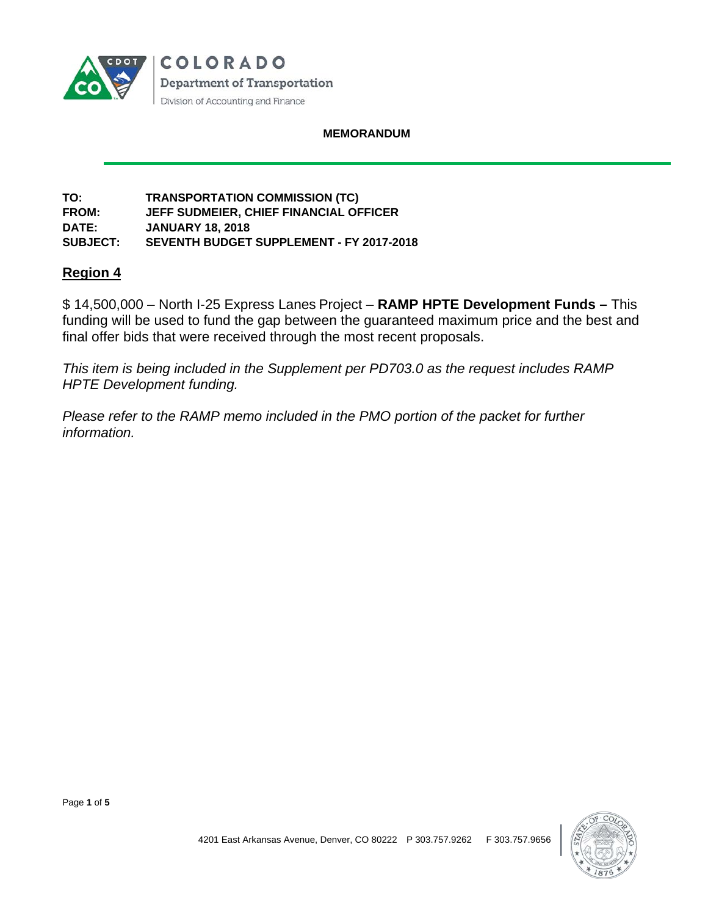COLORADO
Department of Transportation
Division of Accounting and Finance

**MEMORANDUM**

**TO:** TRANSPORTATION COMMISSION (TC)
**FROM:** JEFF SUDMEIER, CHIEF FINANCIAL OFFICER
**DATE:** JANUARY 18, 2018
**SUBJECT:** SEVENTH BUDGET SUPPLEMENT - FY 2017-2018

## Region 4

$ 14,500,000 – North I-25 Express Lanes Project – **RAMP HPTE Development Funds –** This funding will be used to fund the gap between the guaranteed maximum price and the best and final offer bids that were received through the most recent proposals.

*This item is being included in the Supplement per PD703.0 as the request includes RAMP HPTE Development funding.*

*Please refer to the RAMP memo included in the PMO portion of the packet for further information.*

4201 East Arkansas Avenue, Denver, CO 80222 P 303.757.9262 F 303.757.9656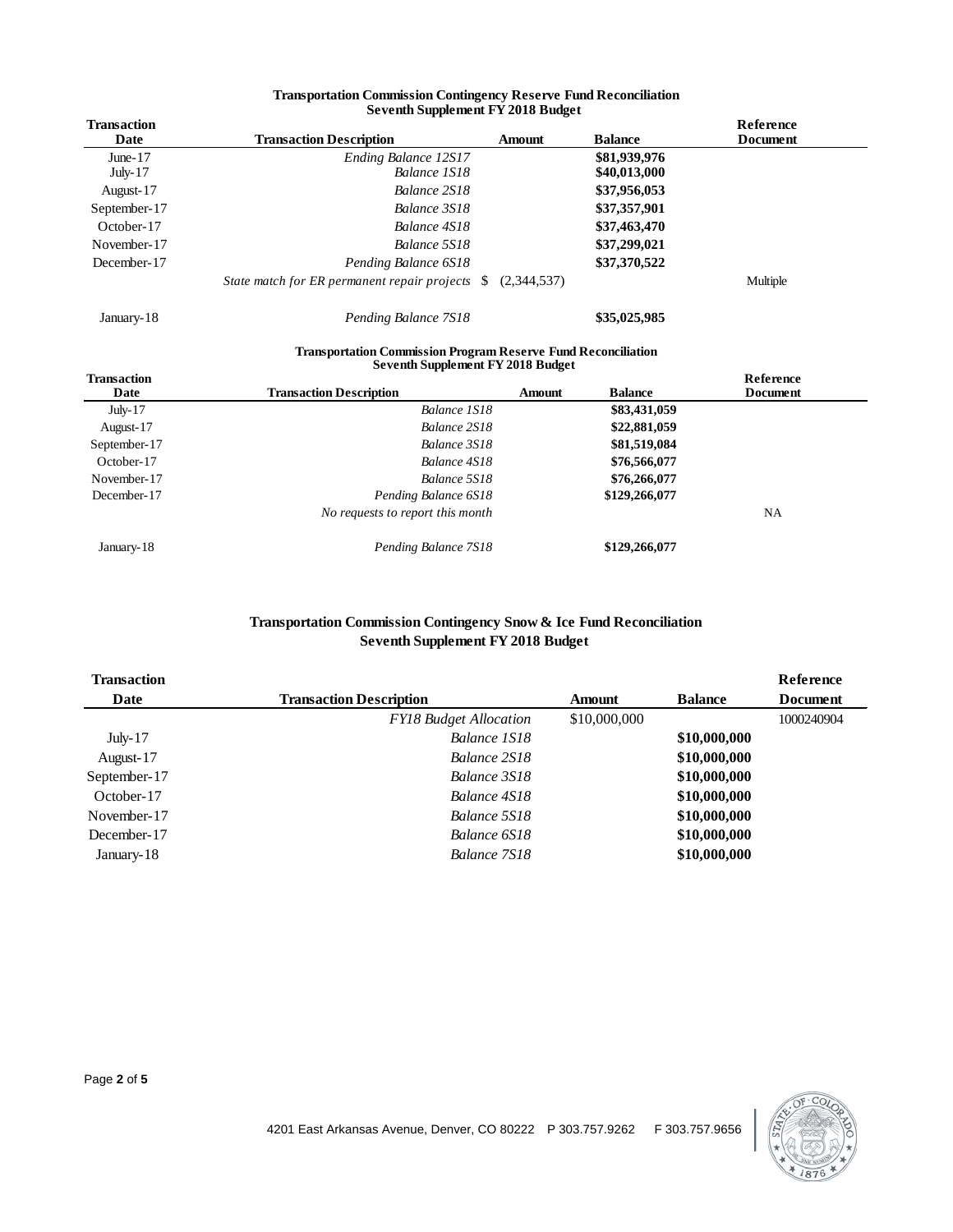**Transportation Commission Contingency Reserve Fund Reconciliation**
**Seventh Supplement FY 2018 Budget**

| Transaction Date | Transaction Description | Amount | Balance | Reference Document |
|---|---|---|---|---|
| June-17 | *Ending Balance 12S17* | | **$81,939,976** | |
| July-17 | *Balance 1S18* | | **$40,013,000** | |
| August-17 | *Balance 2S18* | | **$37,956,053** | |
| September-17 | *Balance 3S18* | | **$37,357,901** | |
| October-17 | *Balance 4S18* | | **$37,463,470** | |
| November-17 | *Balance 5S18* | | **$37,299,021** | |
| December-17 | *Pending Balance 6S18* | | **$37,370,522** | |
| | *State match for ER permanent repair projects* | $ (2,344,537) | | Multiple |
| January-18 | *Pending Balance 7S18* | | **$35,025,985** | |

**Transportation Commission Program Reserve Fund Reconciliation**
**Seventh Supplement FY 2018 Budget**

| Transaction Date | Transaction Description | Amount | Balance | Reference Document |
|---|---|---|---|---|
| July-17 | *Balance 1S18* | | **$83,431,059** | |
| August-17 | *Balance 2S18* | | **$22,881,059** | |
| September-17 | *Balance 3S18* | | **$81,519,084** | |
| October-17 | *Balance 4S18* | | **$76,566,077** | |
| November-17 | *Balance 5S18* | | **$76,266,077** | |
| December-17 | *Pending Balance 6S18* | | **$129,266,077** | |
| | *No requests to report this month* | | | NA |
| January-18 | *Pending Balance 7S18* | | **$129,266,077** | |

**Transportation Commission Contingency Snow & Ice Fund Reconciliation**
**Seventh Supplement FY 2018 Budget**

| Transaction Date | Transaction Description | Amount | Balance | Reference Document |
|---|---|---|---|---|
| | *FY18 Budget Allocation* | $10,000,000 | | 1000240904 |
| July-17 | *Balance 1S18* | | **$10,000,000** | |
| August-17 | *Balance 2S18* | | **$10,000,000** | |
| September-17 | *Balance 3S18* | | **$10,000,000** | |
| October-17 | *Balance 4S18* | | **$10,000,000** | |
| November-17 | *Balance 5S18* | | **$10,000,000** | |
| December-17 | *Balance 6S18* | | **$10,000,000** | |
| January-18 | *Balance 7S18* | | **$10,000,000** | |

4201 East Arkansas Avenue, Denver, CO 80222 P 303.757.9262 F 303.757.9656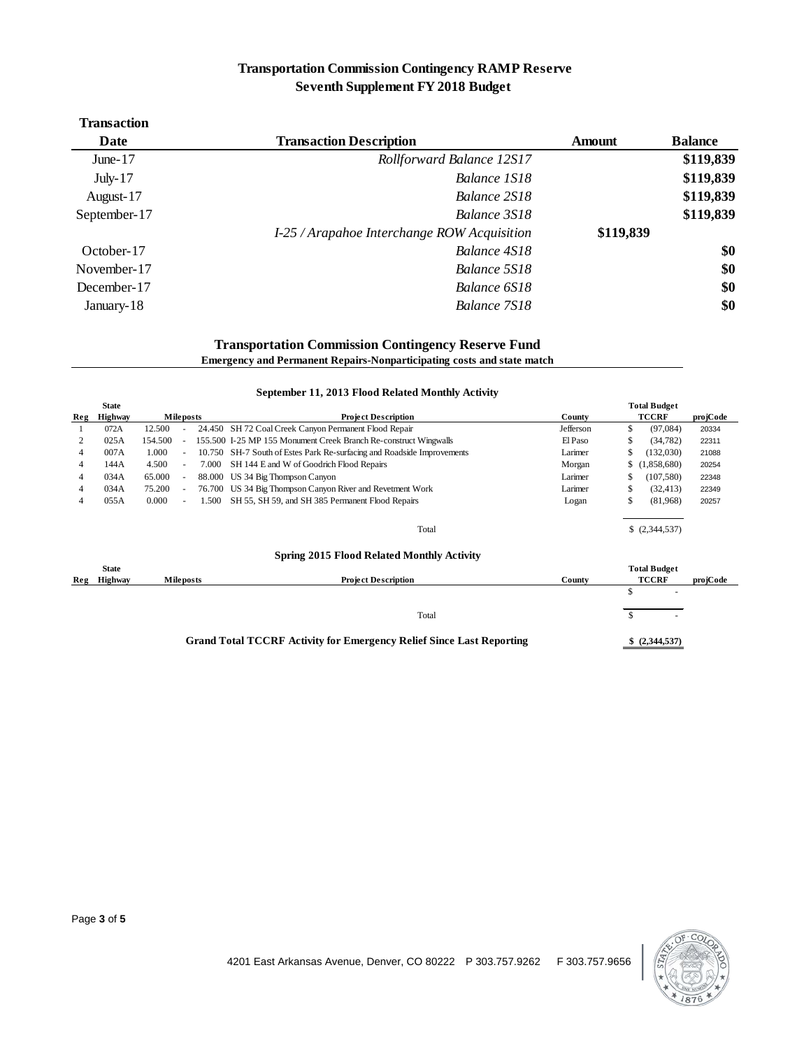## Transportation Commission Contingency RAMP Reserve
## Seventh Supplement FY 2018 Budget

| Transaction Date | Transaction Description | Amount | Balance |
|---|---|---|---|
| June-17 | *Rollforward Balance 12S17* | | **$119,839** |
| July-17 | *Balance 1S18* | | **$119,839** |
| August-17 | *Balance 2S18* | | **$119,839** |
| September-17 | *Balance 3S18* | | **$119,839** |
| | *I-25 / Arapahoe Interchange ROW Acquisition* | **$119,839** | |
| October-17 | *Balance 4S18* | | **$0** |
| November-17 | *Balance 5S18* | | **$0** |
| December-17 | *Balance 6S18* | | **$0** |
| January-18 | *Balance 7S18* | | **$0** |

## Transportation Commission Contingency Reserve Fund

**Emergency and Permanent Repairs-Nonparticipating costs and state match**

### September 11, 2013 Flood Related Monthly Activity

| Reg | State Highway | Mileposts | | | Project Description | County | Total Budget TCCRF | projCode |
|---|---|---|---|---|---|---|---|---|
| 1 | 072A | 12.500 | - | 24.450 | SH 72 Coal Creek Canyon Permanent Flood Repair | Jefferson | $ (97,084) | 20334 |
| 2 | 025A | 154.500 | - | 155.500 | I-25 MP 155 Monument Creek Branch Re-construct Wingwalls | El Paso | $ (34,782) | 22311 |
| 4 | 007A | 1.000 | - | 10.750 | SH-7 South of Estes Park Re-surfacing and Roadside Improvements | Larimer | $ (132,030) | 21088 |
| 4 | 144A | 4.500 | - | 7.000 | SH 144 E and W of Goodrich Flood Repairs | Morgan | $ (1,858,680) | 20254 |
| 4 | 034A | 65.000 | - | 88.000 | US 34 Big Thompson Canyon | Larimer | $ (107,580) | 22348 |
| 4 | 034A | 75.200 | - | 76.700 | US 34 Big Thompson Canyon River and Revetment Work | Larimer | $ (32,413) | 22349 |
| 4 | 055A | 0.000 | - | 1.500 | SH 55, SH 59, and SH 385 Permanent Flood Repairs | Logan | $ (81,968) | 20257 |
| | | | | | Total | | $ (2,344,537) | |

### Spring 2015 Flood Related Monthly Activity

| Reg | State Highway | Mileposts | Project Description | County | Total Budget TCCRF | projCode |
|---|---|---|---|---|---|---|
| | | | | | $ - | |
| | | | Total | | $ - | |

**Grand Total TCCRF Activity for Emergency Relief Since Last Reporting** **$ (2,344,537)**

4201 East Arkansas Avenue, Denver, CO 80222 P 303.757.9262 F 303.757.9656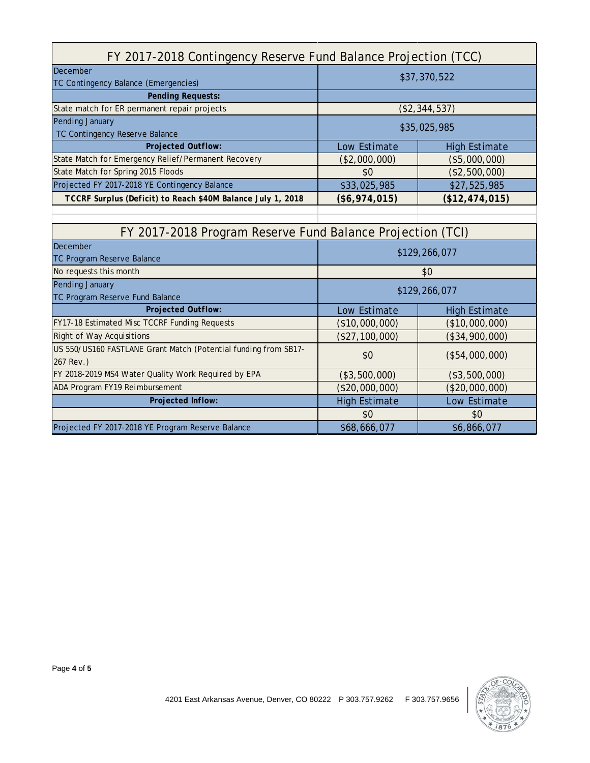| FY 2017-2018 Contingency Reserve Fund Balance Projection (TCC) | | |
|---|---|---|
| December TC Contingency Balance (Emergencies) | $37,370,522 | |
| **Pending Requests:** | | |
| State match for ER permanent repair projects | ($2,344,537) | |
| Pending January TC Contingency Reserve Balance | $35,025,985 | |
| **Projected Outflow:** | Low Estimate | High Estimate |
| State Match for Emergency Relief/Permanent Recovery | ($2,000,000) | ($5,000,000) |
| State Match for Spring 2015 Floods | $0 | ($2,500,000) |
| Projected FY 2017-2018 YE Contingency Balance | $33,025,985 | $27,525,985 |
| **TCCRF Surplus (Deficit) to Reach $40M Balance July 1, 2018** | **($6,974,015)** | **($12,474,015)** |

| FY 2017-2018 Program Reserve Fund Balance Projection (TCI) | | |
|---|---|---|
| December TC Program Reserve Balance | $129,266,077 | |
| No requests this month | $0 | |
| Pending January TC Program Reserve Fund Balance | $129,266,077 | |
| **Projected Outflow:** | Low Estimate | High Estimate |
| FY17-18 Estimated Misc TCCRF Funding Requests | ($10,000,000) | ($10,000,000) |
| Right of Way Acquisitions | ($27,100,000) | ($34,900,000) |
| US 550/US160 FASTLANE Grant Match (Potential funding from SB17-267 Rev.) | $0 | ($54,000,000) |
| FY 2018-2019 MS4 Water Quality Work Required by EPA | ($3,500,000) | ($3,500,000) |
| ADA Program FY19 Reimbursement | ($20,000,000) | ($20,000,000) |
| **Projected Inflow:** | High Estimate | Low Estimate |
| | $0 | $0 |
| Projected FY 2017-2018 YE Program Reserve Balance | $68,666,077 | $6,866,077 |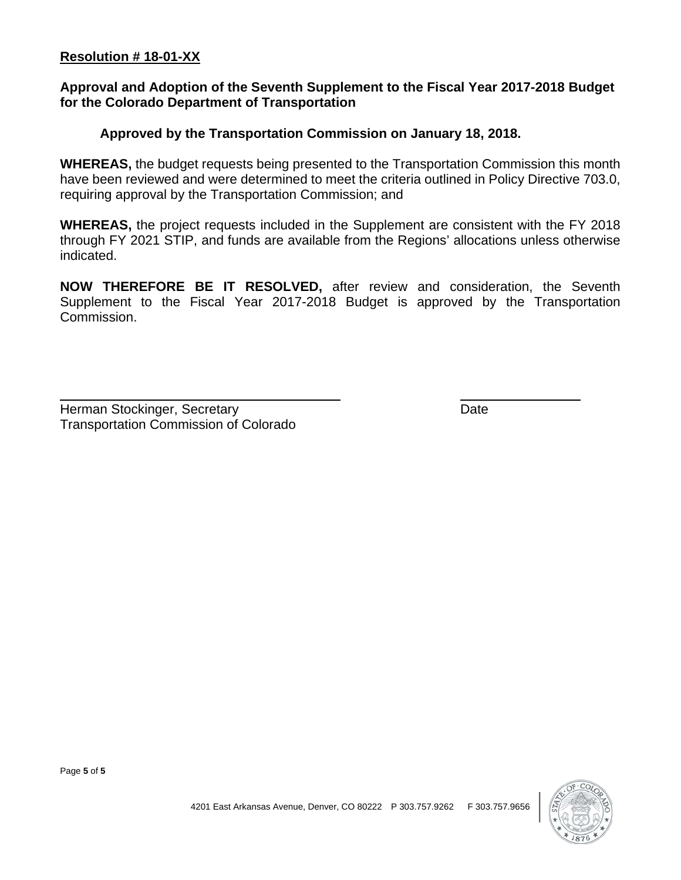**<u>Resolution # 18-01-XX</u>**

**Approval and Adoption of the Seventh Supplement to the Fiscal Year 2017-2018 Budget for the Colorado Department of Transportation**

**Approved by the Transportation Commission on January 18, 2018.**

**WHEREAS,** the budget requests being presented to the Transportation Commission this month have been reviewed and were determined to meet the criteria outlined in Policy Directive 703.0, requiring approval by the Transportation Commission; and

**WHEREAS,** the project requests included in the Supplement are consistent with the FY 2018 through FY 2021 STIP, and funds are available from the Regions' allocations unless otherwise indicated.

**NOW THEREFORE BE IT RESOLVED,** after review and consideration, the Seventh Supplement to the Fiscal Year 2017-2018 Budget is approved by the Transportation Commission.

Herman Stockinger, Secretary
Transportation Commission of Colorado

Date

4201 East Arkansas Avenue, Denver, CO 80222 P 303.757.9262 F 303.757.9656